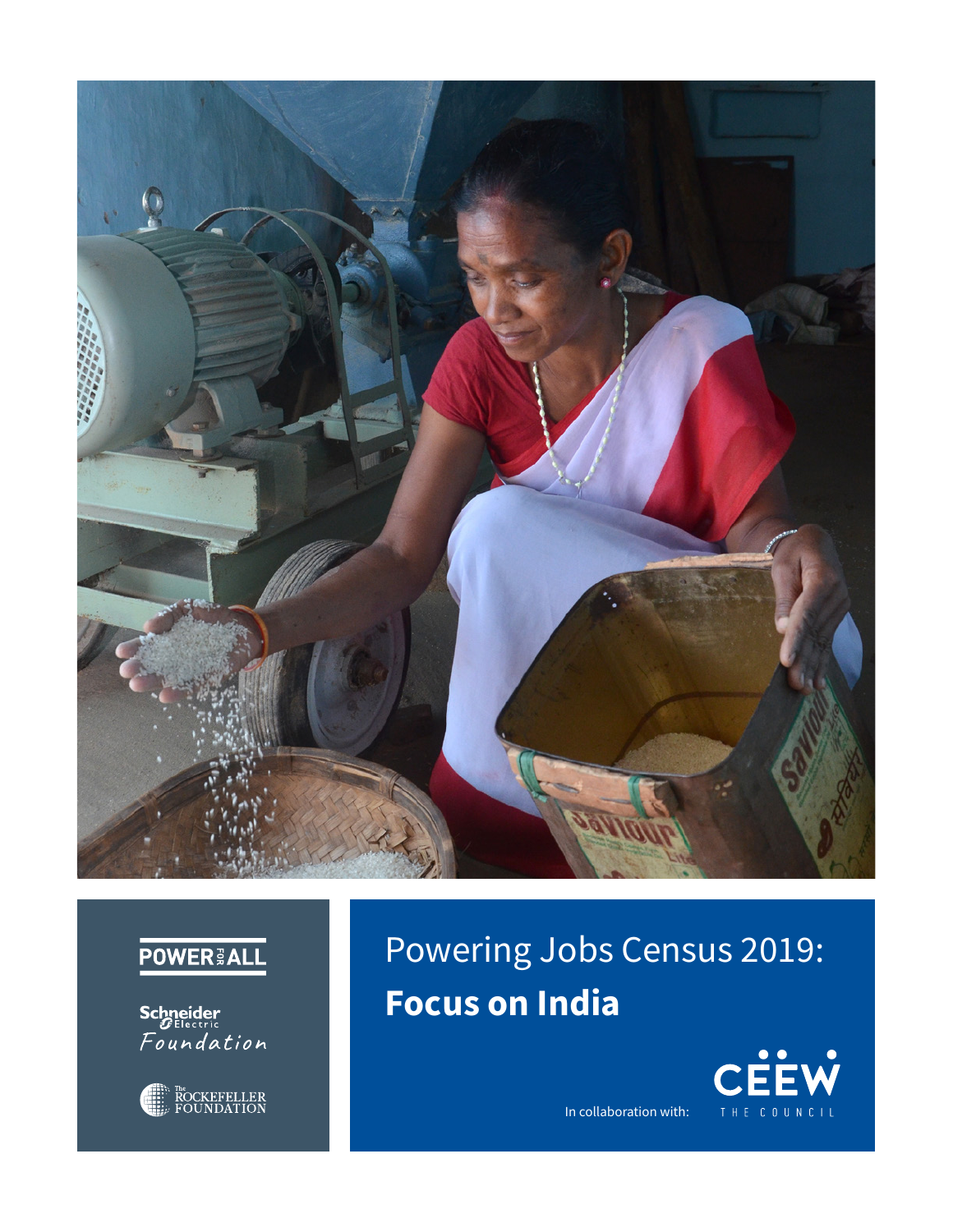POWER FOR ALL

Schneider Electric Foundation

The Rockefeller Foundation

# Powering Jobs Census 2019: **Focus on India**

In collaboration with: CEEW THE COUNCIL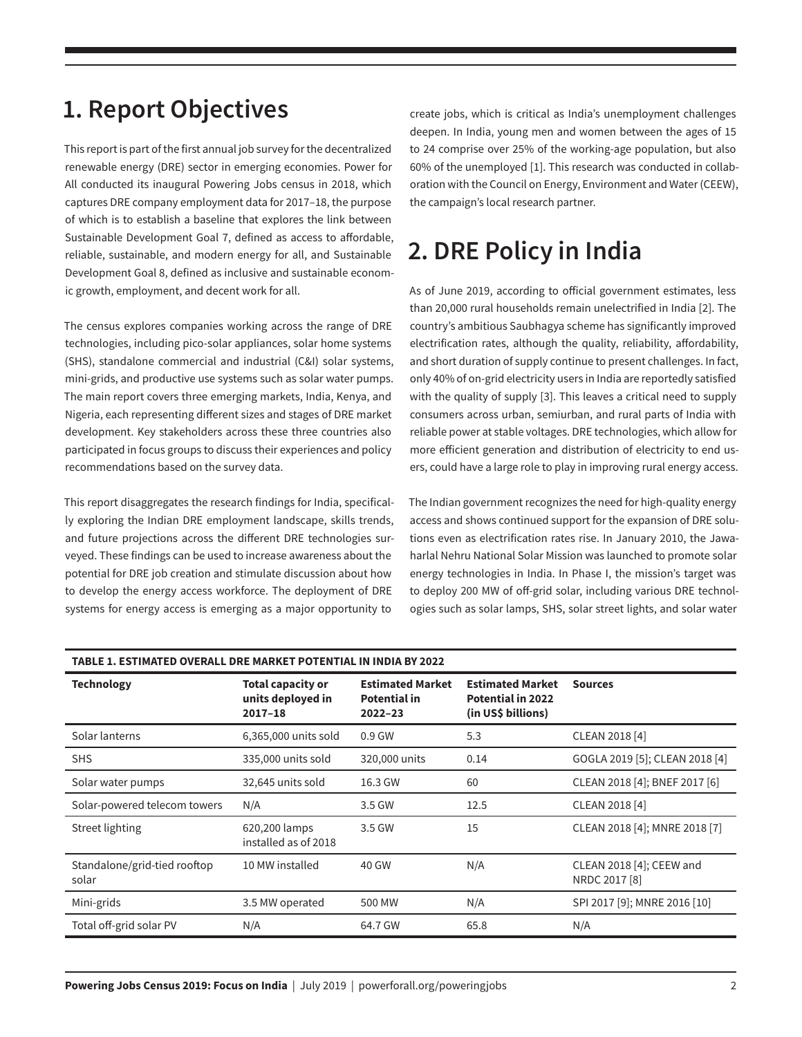# 1. Report Objectives

This report is part of the first annual job survey for the decentralized renewable energy (DRE) sector in emerging economies. Power for All conducted its inaugural Powering Jobs census in 2018, which captures DRE company employment data for 2017–18, the purpose of which is to establish a baseline that explores the link between Sustainable Development Goal 7, defined as access to affordable, reliable, sustainable, and modern energy for all, and Sustainable Development Goal 8, defined as inclusive and sustainable economic growth, employment, and decent work for all.

The census explores companies working across the range of DRE technologies, including pico-solar appliances, solar home systems (SHS), standalone commercial and industrial (C&I) solar systems, mini-grids, and productive use systems such as solar water pumps. The main report covers three emerging markets, India, Kenya, and Nigeria, each representing different sizes and stages of DRE market development. Key stakeholders across these three countries also participated in focus groups to discuss their experiences and policy recommendations based on the survey data.

This report disaggregates the research findings for India, specifically exploring the Indian DRE employment landscape, skills trends, and future projections across the different DRE technologies surveyed. These findings can be used to increase awareness about the potential for DRE job creation and stimulate discussion about how to develop the energy access workforce. The deployment of DRE systems for energy access is emerging as a major opportunity to create jobs, which is critical as India's unemployment challenges deepen. In India, young men and women between the ages of 15 to 24 comprise over 25% of the working-age population, but also 60% of the unemployed [1]. This research was conducted in collaboration with the Council on Energy, Environment and Water (CEEW), the campaign's local research partner.

# 2. DRE Policy in India

As of June 2019, according to official government estimates, less than 20,000 rural households remain unelectrified in India [2]. The country's ambitious Saubhagya scheme has significantly improved electrification rates, although the quality, reliability, affordability, and short duration of supply continue to present challenges. In fact, only 40% of on-grid electricity users in India are reportedly satisfied with the quality of supply [3]. This leaves a critical need to supply consumers across urban, semiurban, and rural parts of India with reliable power at stable voltages. DRE technologies, which allow for more efficient generation and distribution of electricity to end users, could have a large role to play in improving rural energy access.

The Indian government recognizes the need for high-quality energy access and shows continued support for the expansion of DRE solutions even as electrification rates rise. In January 2010, the Jawaharlal Nehru National Solar Mission was launched to promote solar energy technologies in India. In Phase I, the mission's target was to deploy 200 MW of off-grid solar, including various DRE technologies such as solar lamps, SHS, solar street lights, and solar water

**TABLE 1. ESTIMATED OVERALL DRE MARKET POTENTIAL IN INDIA BY 2022**

| Technology | Total capacity or units deployed in 2017–18 | Estimated Market Potential in 2022–23 | Estimated Market Potential in 2022 (in US$ billions) | Sources |
|---|---|---|---|---|
| Solar lanterns | 6,365,000 units sold | 0.9 GW | 5.3 | CLEAN 2018 [4] |
| SHS | 335,000 units sold | 320,000 units | 0.14 | GOGLA 2019 [5]; CLEAN 2018 [4] |
| Solar water pumps | 32,645 units sold | 16.3 GW | 60 | CLEAN 2018 [4]; BNEF 2017 [6] |
| Solar-powered telecom towers | N/A | 3.5 GW | 12.5 | CLEAN 2018 [4] |
| Street lighting | 620,200 lamps installed as of 2018 | 3.5 GW | 15 | CLEAN 2018 [4]; MNRE 2018 [7] |
| Standalone/grid-tied rooftop solar | 10 MW installed | 40 GW | N/A | CLEAN 2018 [4]; CEEW and NRDC 2017 [8] |
| Mini-grids | 3.5 MW operated | 500 MW | N/A | SPI 2017 [9]; MNRE 2016 [10] |
| Total off-grid solar PV | N/A | 64.7 GW | 65.8 | N/A |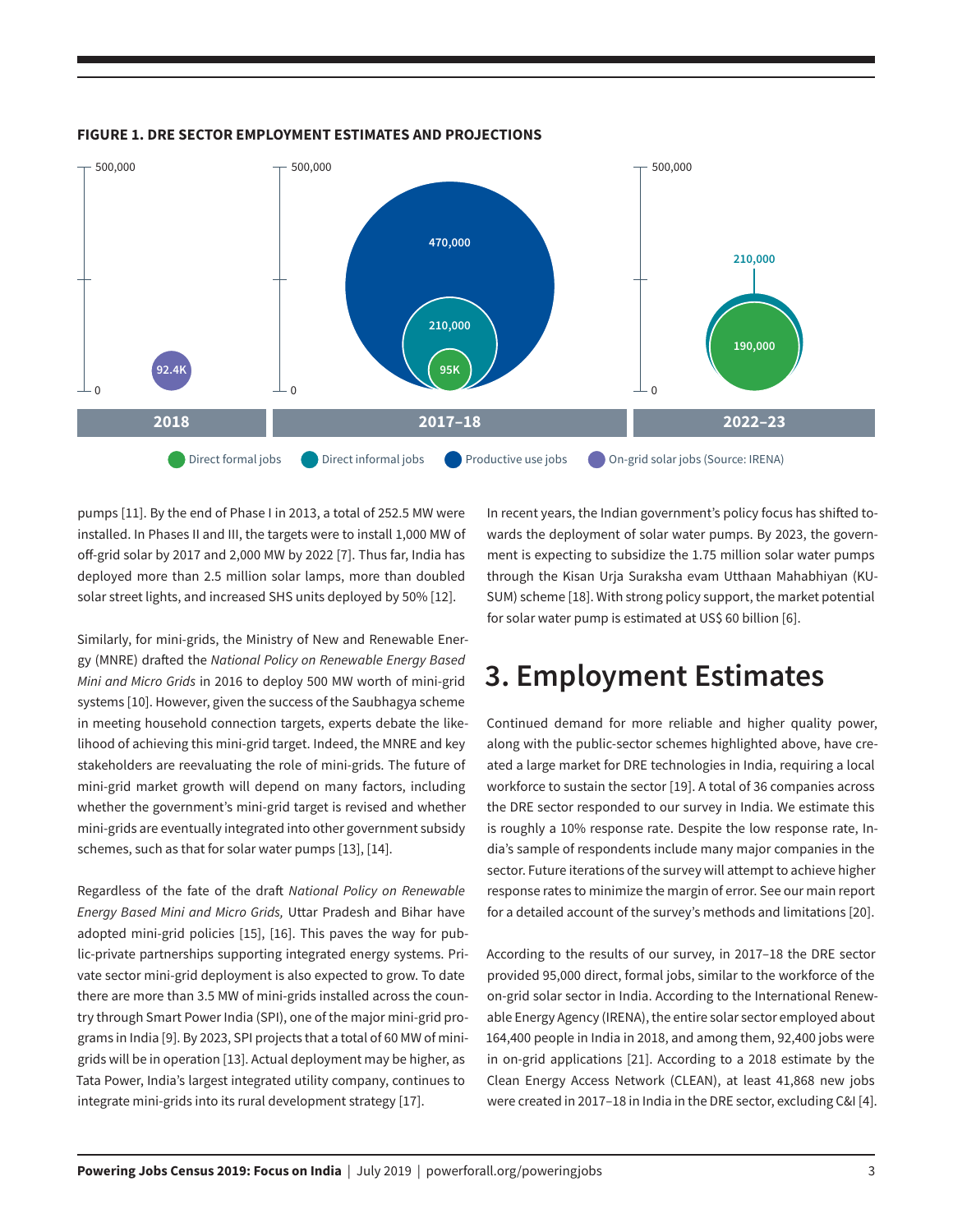**FIGURE 1. DRE SECTOR EMPLOYMENT ESTIMATES AND PROJECTIONS**

500,000

0

92.4K

2018

500,000

0

470,000

210,000

95K

2017–18

500,000

0

210,000

190,000

2022–23

Direct formal jobs
Direct informal jobs
Productive use jobs
On-grid solar jobs (Source: IRENA)

pumps [11]. By the end of Phase I in 2013, a total of 252.5 MW were installed. In Phases II and III, the targets were to install 1,000 MW of off-grid solar by 2017 and 2,000 MW by 2022 [7]. Thus far, India has deployed more than 2.5 million solar lamps, more than doubled solar street lights, and increased SHS units deployed by 50% [12].

Similarly, for mini-grids, the Ministry of New and Renewable Energy (MNRE) drafted the *National Policy on Renewable Energy Based Mini and Micro Grids* in 2016 to deploy 500 MW worth of mini-grid systems [10]. However, given the success of the Saubhagya scheme in meeting household connection targets, experts debate the likelihood of achieving this mini-grid target. Indeed, the MNRE and key stakeholders are reevaluating the role of mini-grids. The future of mini-grid market growth will depend on many factors, including whether the government's mini-grid target is revised and whether mini-grids are eventually integrated into other government subsidy schemes, such as that for solar water pumps [13], [14].

Regardless of the fate of the draft *National Policy on Renewable Energy Based Mini and Micro Grids,* Uttar Pradesh and Bihar have adopted mini-grid policies [15], [16]. This paves the way for public-private partnerships supporting integrated energy systems. Private sector mini-grid deployment is also expected to grow. To date there are more than 3.5 MW of mini-grids installed across the country through Smart Power India (SPI), one of the major mini-grid programs in India [9]. By 2023, SPI projects that a total of 60 MW of mini-grids will be in operation [13]. Actual deployment may be higher, as Tata Power, India's largest integrated utility company, continues to integrate mini-grids into its rural development strategy [17].

In recent years, the Indian government's policy focus has shifted towards the deployment of solar water pumps. By 2023, the government is expecting to subsidize the 1.75 million solar water pumps through the Kisan Urja Suraksha evam Utthaan Mahabhiyan (KUSUM) scheme [18]. With strong policy support, the market potential for solar water pump is estimated at US$ 60 billion [6].

# 3. Employment Estimates

Continued demand for more reliable and higher quality power, along with the public-sector schemes highlighted above, have created a large market for DRE technologies in India, requiring a local workforce to sustain the sector [19]. A total of 36 companies across the DRE sector responded to our survey in India. We estimate this is roughly a 10% response rate. Despite the low response rate, India's sample of respondents include many major companies in the sector. Future iterations of the survey will attempt to achieve higher response rates to minimize the margin of error. See our main report for a detailed account of the survey's methods and limitations [20].

According to the results of our survey, in 2017–18 the DRE sector provided 95,000 direct, formal jobs, similar to the workforce of the on-grid solar sector in India. According to the International Renewable Energy Agency (IRENA), the entire solar sector employed about 164,400 people in India in 2018, and among them, 92,400 jobs were in on-grid applications [21]. According to a 2018 estimate by the Clean Energy Access Network (CLEAN), at least 41,868 new jobs were created in 2017–18 in India in the DRE sector, excluding C&I [4].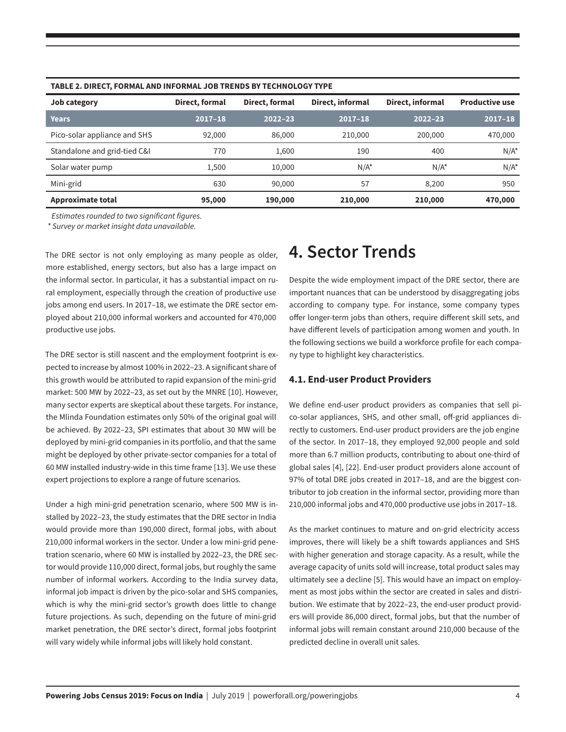**TABLE 2. DIRECT, FORMAL AND INFORMAL JOB TRENDS BY TECHNOLOGY TYPE**

| Job category | Direct, formal | Direct, formal | Direct, informal | Direct, informal | Productive use |
|---|---|---|---|---|---|
| **Years** | **2017–18** | **2022–23** | **2017–18** | **2022–23** | **2017–18** |
| Pico-solar appliance and SHS | 92,000 | 86,000 | 210,000 | 200,000 | 470,000 |
| Standalone and grid-tied C&I | 770 | 1,600 | 190 | 400 | N/A* |
| Solar water pump | 1,500 | 10,000 | N/A* | N/A* | N/A* |
| Mini-grid | 630 | 90,000 | 57 | 8,200 | 950 |
| **Approximate total** | **95,000** | **190,000** | **210,000** | **210,000** | **470,000** |

*Estimates rounded to two significant figures.*

** Survey or market insight data unavailable.*

The DRE sector is not only employing as many people as older, more established, energy sectors, but also has a large impact on the informal sector. In particular, it has a substantial impact on rural employment, especially through the creation of productive use jobs among end users. In 2017–18, we estimate the DRE sector employed about 210,000 informal workers and accounted for 470,000 productive use jobs.

The DRE sector is still nascent and the employment footprint is expected to increase by almost 100% in 2022–23. A significant share of this growth would be attributed to rapid expansion of the mini-grid market: 500 MW by 2022–23, as set out by the MNRE [10]. However, many sector experts are skeptical about these targets. For instance, the Mlinda Foundation estimates only 50% of the original goal will be achieved. By 2022–23, SPI estimates that about 30 MW will be deployed by mini-grid companies in its portfolio, and that the same might be deployed by other private-sector companies for a total of 60 MW installed industry-wide in this time frame [13]. We use these expert projections to explore a range of future scenarios.

Under a high mini-grid penetration scenario, where 500 MW is installed by 2022–23, the study estimates that the DRE sector in India would provide more than 190,000 direct, formal jobs, with about 210,000 informal workers in the sector. Under a low mini-grid penetration scenario, where 60 MW is installed by 2022–23, the DRE sector would provide 110,000 direct, formal jobs, but roughly the same number of informal workers. According to the India survey data, informal job impact is driven by the pico-solar and SHS companies, which is why the mini-grid sector's growth does little to change future projections. As such, depending on the future of mini-grid market penetration, the DRE sector's direct, formal jobs footprint will vary widely while informal jobs will likely hold constant.

# 4. Sector Trends

Despite the wide employment impact of the DRE sector, there are important nuances that can be understood by disaggregating jobs according to company type. For instance, some company types offer longer-term jobs than others, require different skill sets, and have different levels of participation among women and youth. In the following sections we build a workforce profile for each company type to highlight key characteristics.

### 4.1. End-user Product Providers

We define end-user product providers as companies that sell pico-solar appliances, SHS, and other small, off-grid appliances directly to customers. End-user product providers are the job engine of the sector. In 2017–18, they employed 92,000 people and sold more than 6.7 million products, contributing to about one-third of global sales [4], [22]. End-user product providers alone account of 97% of total DRE jobs created in 2017–18, and are the biggest contributor to job creation in the informal sector, providing more than 210,000 informal jobs and 470,000 productive use jobs in 2017–18.

As the market continues to mature and on-grid electricity access improves, there will likely be a shift towards appliances and SHS with higher generation and storage capacity. As a result, while the average capacity of units sold will increase, total product sales may ultimately see a decline [5]. This would have an impact on employment as most jobs within the sector are created in sales and distribution. We estimate that by 2022–23, the end-user product providers will provide 86,000 direct, formal jobs, but that the number of informal jobs will remain constant around 210,000 because of the predicted decline in overall unit sales.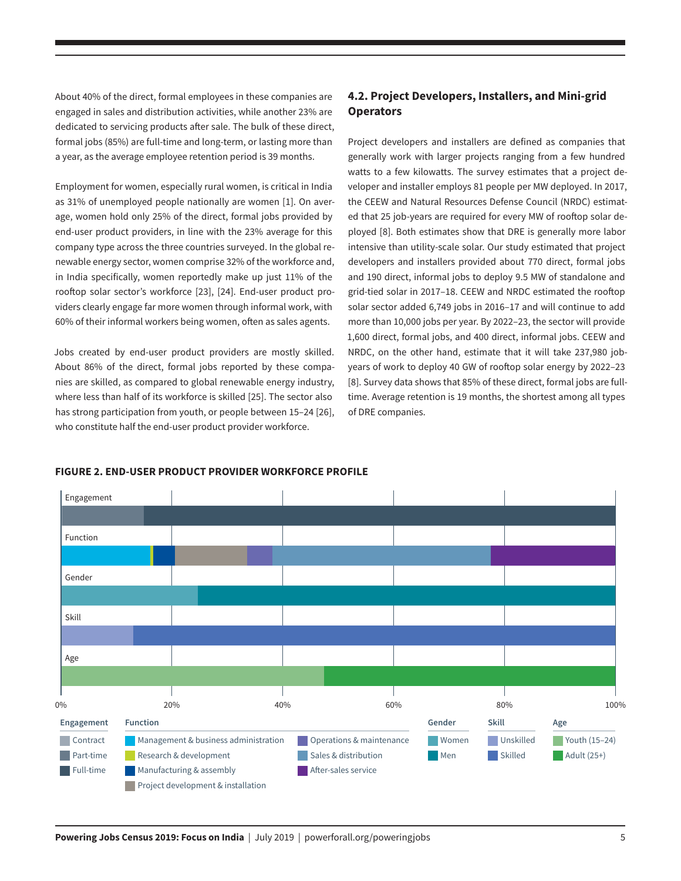About 40% of the direct, formal employees in these companies are engaged in sales and distribution activities, while another 23% are dedicated to servicing products after sale. The bulk of these direct, formal jobs (85%) are full-time and long-term, or lasting more than a year, as the average employee retention period is 39 months.

Employment for women, especially rural women, is critical in India as 31% of unemployed people nationally are women [1]. On average, women hold only 25% of the direct, formal jobs provided by end-user product providers, in line with the 23% average for this company type across the three countries surveyed. In the global renewable energy sector, women comprise 32% of the workforce and, in India specifically, women reportedly make up just 11% of the rooftop solar sector's workforce [23], [24]. End-user product providers clearly engage far more women through informal work, with 60% of their informal workers being women, often as sales agents.

Jobs created by end-user product providers are mostly skilled. About 86% of the direct, formal jobs reported by these companies are skilled, as compared to global renewable energy industry, where less than half of its workforce is skilled [25]. The sector also has strong participation from youth, or people between 15–24 [26], who constitute half the end-user product provider workforce.

## 4.2. Project Developers, Installers, and Mini-grid Operators

Project developers and installers are defined as companies that generally work with larger projects ranging from a few hundred watts to a few kilowatts. The survey estimates that a project developer and installer employs 81 people per MW deployed. In 2017, the CEEW and Natural Resources Defense Council (NRDC) estimated that 25 job-years are required for every MW of rooftop solar deployed [8]. Both estimates show that DRE is generally more labor intensive than utility-scale solar. Our study estimated that project developers and installers provided about 770 direct, formal jobs and 190 direct, informal jobs to deploy 9.5 MW of standalone and grid-tied solar in 2017–18. CEEW and NRDC estimated the rooftop solar sector added 6,749 jobs in 2016–17 and will continue to add more than 10,000 jobs per year. By 2022–23, the sector will provide 1,600 direct, formal jobs, and 400 direct, informal jobs. CEEW and NRDC, on the other hand, estimate that it will take 237,980 job-years of work to deploy 40 GW of rooftop solar energy by 2022–23 [8]. Survey data shows that 85% of these direct, formal jobs are full-time. Average retention is 19 months, the shortest among all types of DRE companies.

**FIGURE 2. END-USER PRODUCT PROVIDER WORKFORCE PROFILE**

Engagement
Function
Gender
Skill
Age

0% 20% 40% 60% 80% 100%

Engagement: Contract, Part-time, Full-time

Function: Management & business administration, Research & development, Manufacturing & assembly, Project development & installation, Operations & maintenance, Sales & distribution, After-sales service

Gender: Women, Men

Skill: Unskilled, Skilled

Age: Youth (15–24), Adult (25+)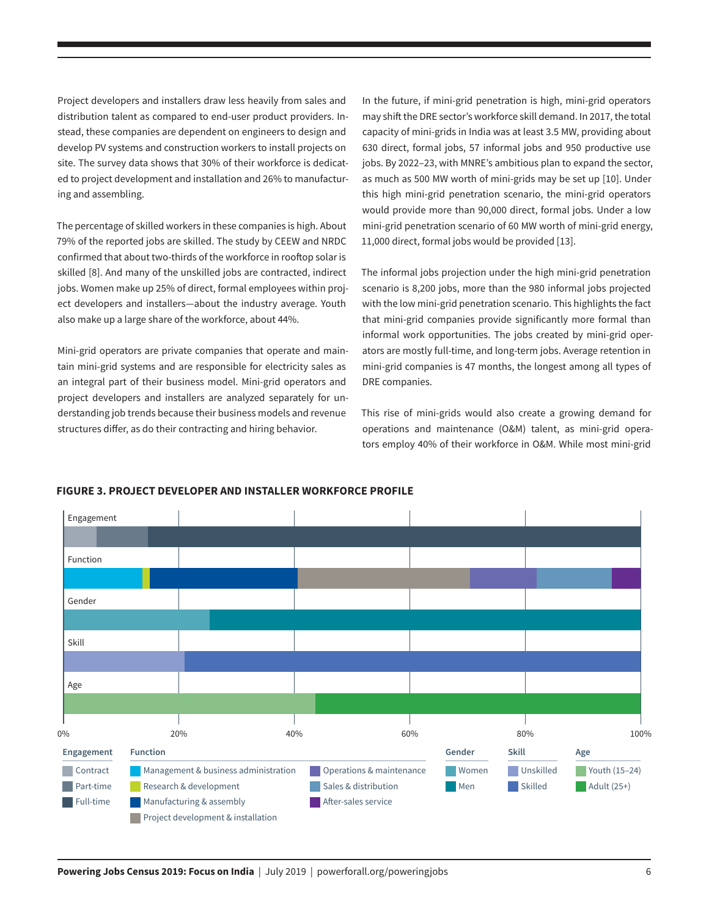Project developers and installers draw less heavily from sales and distribution talent as compared to end-user product providers. Instead, these companies are dependent on engineers to design and develop PV systems and construction workers to install projects on site. The survey data shows that 30% of their workforce is dedicated to project development and installation and 26% to manufacturing and assembling.

The percentage of skilled workers in these companies is high. About 79% of the reported jobs are skilled. The study by CEEW and NRDC confirmed that about two-thirds of the workforce in rooftop solar is skilled [8]. And many of the unskilled jobs are contracted, indirect jobs. Women make up 25% of direct, formal employees within project developers and installers—about the industry average. Youth also make up a large share of the workforce, about 44%.

Mini-grid operators are private companies that operate and maintain mini-grid systems and are responsible for electricity sales as an integral part of their business model. Mini-grid operators and project developers and installers are analyzed separately for understanding job trends because their business models and revenue structures differ, as do their contracting and hiring behavior.

In the future, if mini-grid penetration is high, mini-grid operators may shift the DRE sector's workforce skill demand. In 2017, the total capacity of mini-grids in India was at least 3.5 MW, providing about 630 direct, formal jobs, 57 informal jobs and 950 productive use jobs. By 2022–23, with MNRE's ambitious plan to expand the sector, as much as 500 MW worth of mini-grids may be set up [10]. Under this high mini-grid penetration scenario, the mini-grid operators would provide more than 90,000 direct, formal jobs. Under a low mini-grid penetration scenario of 60 MW worth of mini-grid energy, 11,000 direct, formal jobs would be provided [13].

The informal jobs projection under the high mini-grid penetration scenario is 8,200 jobs, more than the 980 informal jobs projected with the low mini-grid penetration scenario. This highlights the fact that mini-grid companies provide significantly more formal than informal work opportunities. The jobs created by mini-grid operators are mostly full-time, and long-term jobs. Average retention in mini-grid companies is 47 months, the longest among all types of DRE companies.

This rise of mini-grids would also create a growing demand for operations and maintenance (O&M) talent, as mini-grid operators employ 40% of their workforce in O&M. While most mini-grid

**FIGURE 3. PROJECT DEVELOPER AND INSTALLER WORKFORCE PROFILE**

Engagement
Function
Gender
Skill
Age

0%
20%
40%
60%
80%
100%

Engagement: Contract, Part-time, Full-time
Function: Management & business administration, Research & development, Manufacturing & assembly, Project development & installation, Operations & maintenance, Sales & distribution, After-sales service
Gender: Women, Men
Skill: Unskilled, Skilled
Age: Youth (15–24), Adult (25+)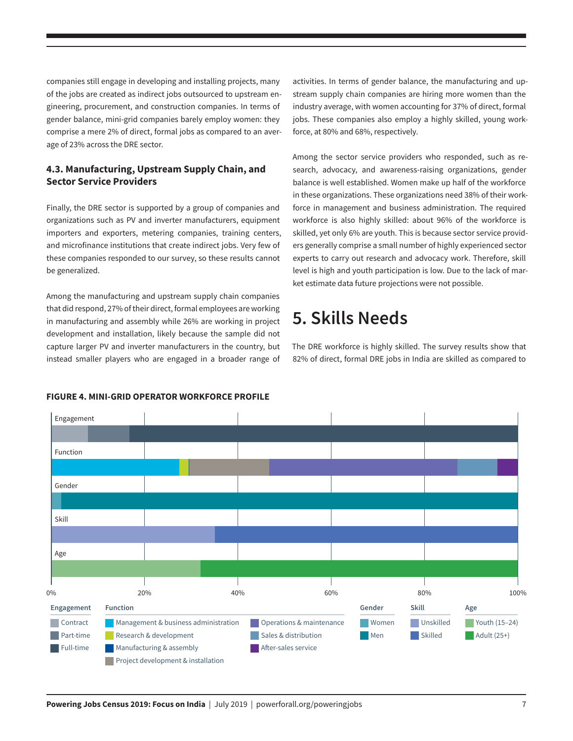companies still engage in developing and installing projects, many of the jobs are created as indirect jobs outsourced to upstream engineering, procurement, and construction companies. In terms of gender balance, mini-grid companies barely employ women: they comprise a mere 2% of direct, formal jobs as compared to an average of 23% across the DRE sector.

### 4.3. Manufacturing, Upstream Supply Chain, and Sector Service Providers

Finally, the DRE sector is supported by a group of companies and organizations such as PV and inverter manufacturers, equipment importers and exporters, metering companies, training centers, and microfinance institutions that create indirect jobs. Very few of these companies responded to our survey, so these results cannot be generalized.

Among the manufacturing and upstream supply chain companies that did respond, 27% of their direct, formal employees are working in manufacturing and assembly while 26% are working in project development and installation, likely because the sample did not capture larger PV and inverter manufacturers in the country, but instead smaller players who are engaged in a broader range of activities. In terms of gender balance, the manufacturing and upstream supply chain companies are hiring more women than the industry average, with women accounting for 37% of direct, formal jobs. These companies also employ a highly skilled, young workforce, at 80% and 68%, respectively.

Among the sector service providers who responded, such as research, advocacy, and awareness-raising organizations, gender balance is well established. Women make up half of the workforce in these organizations. These organizations need 38% of their workforce in management and business administration. The required workforce is also highly skilled: about 96% of the workforce is skilled, yet only 6% are youth. This is because sector service providers generally comprise a small number of highly experienced sector experts to carry out research and advocacy work. Therefore, skill level is high and youth participation is low. Due to the lack of market estimate data future projections were not possible.

## 5. Skills Needs

The DRE workforce is highly skilled. The survey results show that 82% of direct, formal DRE jobs in India are skilled as compared to

**FIGURE 4. MINI-GRID OPERATOR WORKFORCE PROFILE**

Engagement
Function
Gender
Skill
Age

0%
20%
40%
60%
80%
100%

Engagement: Contract, Part-time, Full-time
Function: Management & business administration, Research & development, Manufacturing & assembly, Project development & installation, Operations & maintenance, Sales & distribution, After-sales service
Gender: Women, Men
Skill: Unskilled, Skilled
Age: Youth (15–24), Adult (25+)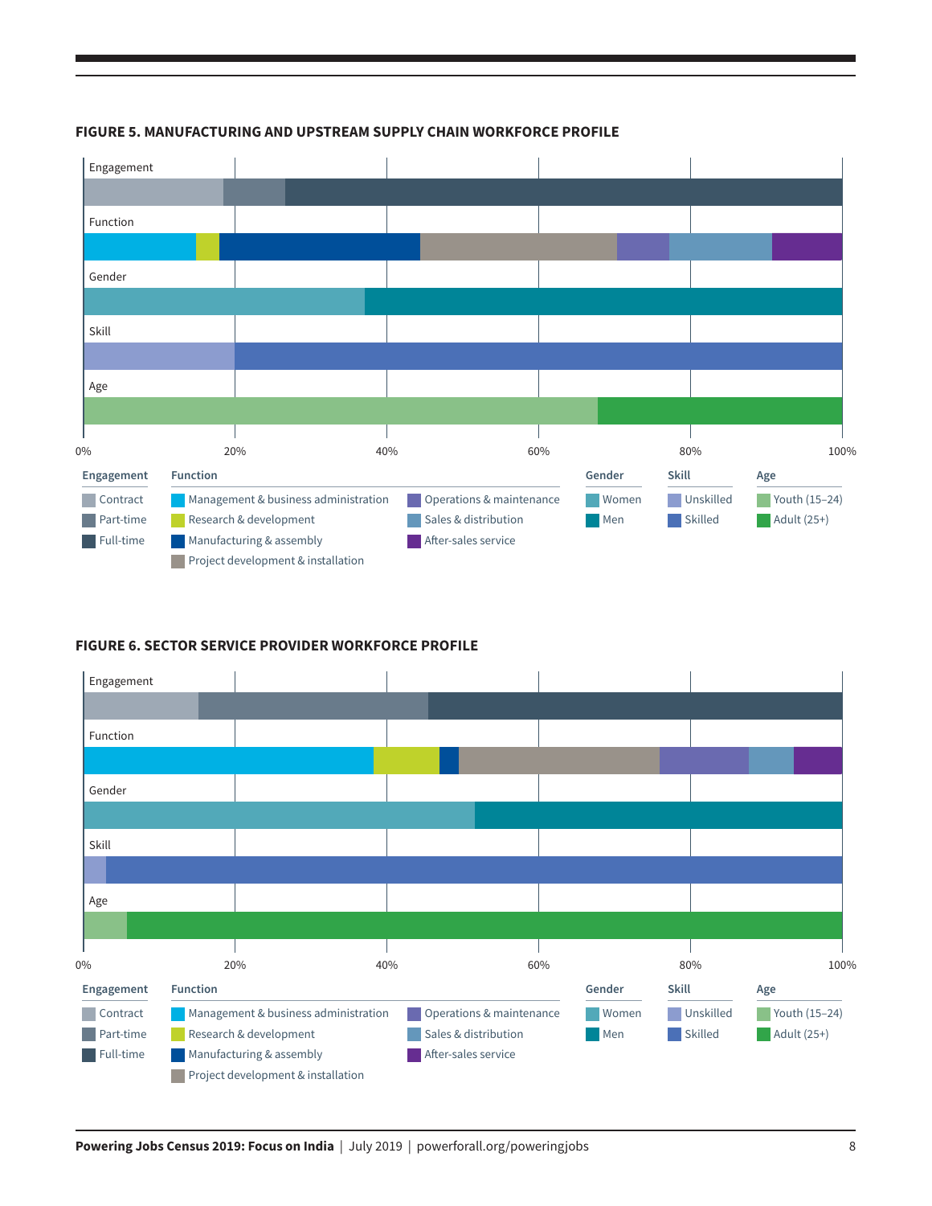**FIGURE 5. MANUFACTURING AND UPSTREAM SUPPLY CHAIN WORKFORCE PROFILE**

Engagement

Function

Gender

Skill

Age

0%
20%
40%
60%
80%
100%

**Engagement**
Contract
Part-time
Full-time

**Function**
Management & business administration
Research & development
Manufacturing & assembly
Project development & installation
Operations & maintenance
Sales & distribution
After-sales service

**Gender**
Women
Men

**Skill**
Unskilled
Skilled

**Age**
Youth (15–24)
Adult (25+)

**FIGURE 6. SECTOR SERVICE PROVIDER WORKFORCE PROFILE**

Engagement

Function

Gender

Skill

Age

0%
20%
40%
60%
80%
100%

**Engagement**
Contract
Part-time
Full-time

**Function**
Management & business administration
Research & development
Manufacturing & assembly
Project development & installation
Operations & maintenance
Sales & distribution
After-sales service

**Gender**
Women
Men

**Skill**
Unskilled
Skilled

**Age**
Youth (15–24)
Adult (25+)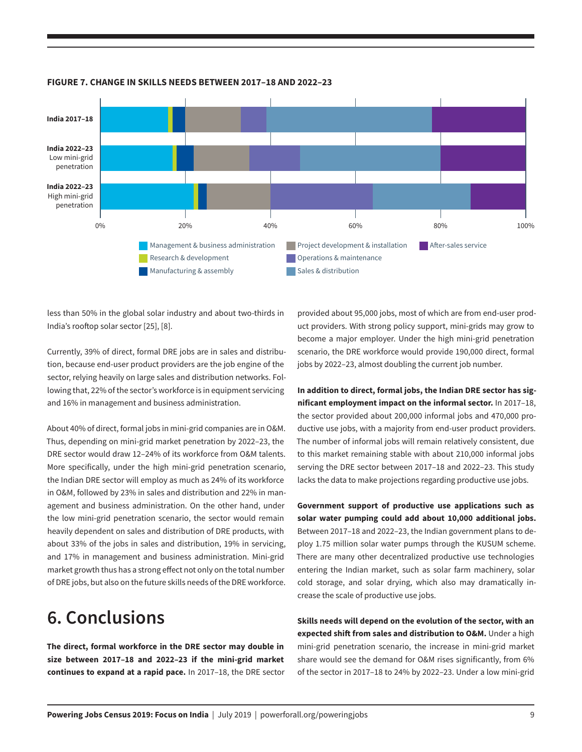**FIGURE 7. CHANGE IN SKILLS NEEDS BETWEEN 2017–18 AND 2022–23**

India 2017–18

India 2022–23 Low mini-grid penetration

India 2022–23 High mini-grid penetration

0% 20% 40% 60% 80% 100%

Management & business administration
Research & development
Manufacturing & assembly
Project development & installation
Operations & maintenance
Sales & distribution
After-sales service

less than 50% in the global solar industry and about two-thirds in India's rooftop solar sector [25], [8].

Currently, 39% of direct, formal DRE jobs are in sales and distribution, because end-user product providers are the job engine of the sector, relying heavily on large sales and distribution networks. Following that, 22% of the sector's workforce is in equipment servicing and 16% in management and business administration.

About 40% of direct, formal jobs in mini-grid companies are in O&M. Thus, depending on mini-grid market penetration by 2022–23, the DRE sector would draw 12–24% of its workforce from O&M talents. More specifically, under the high mini-grid penetration scenario, the Indian DRE sector will employ as much as 24% of its workforce in O&M, followed by 23% in sales and distribution and 22% in management and business administration. On the other hand, under the low mini-grid penetration scenario, the sector would remain heavily dependent on sales and distribution of DRE products, with about 33% of the jobs in sales and distribution, 19% in servicing, and 17% in management and business administration. Mini-grid market growth thus has a strong effect not only on the total number of DRE jobs, but also on the future skills needs of the DRE workforce.

# 6. Conclusions

**The direct, formal workforce in the DRE sector may double in size between 2017–18 and 2022–23 if the mini-grid market continues to expand at a rapid pace.** In 2017–18, the DRE sector provided about 95,000 jobs, most of which are from end-user product providers. With strong policy support, mini-grids may grow to become a major employer. Under the high mini-grid penetration scenario, the DRE workforce would provide 190,000 direct, formal jobs by 2022–23, almost doubling the current job number.

**In addition to direct, formal jobs, the Indian DRE sector has significant employment impact on the informal sector.** In 2017–18, the sector provided about 200,000 informal jobs and 470,000 productive use jobs, with a majority from end-user product providers. The number of informal jobs will remain relatively consistent, due to this market remaining stable with about 210,000 informal jobs serving the DRE sector between 2017–18 and 2022–23. This study lacks the data to make projections regarding productive use jobs.

**Government support of productive use applications such as solar water pumping could add about 10,000 additional jobs.** Between 2017–18 and 2022–23, the Indian government plans to deploy 1.75 million solar water pumps through the KUSUM scheme. There are many other decentralized productive use technologies entering the Indian market, such as solar farm machinery, solar cold storage, and solar drying, which also may dramatically increase the scale of productive use jobs.

**Skills needs will depend on the evolution of the sector, with an expected shift from sales and distribution to O&M.** Under a high mini-grid penetration scenario, the increase in mini-grid market share would see the demand for O&M rises significantly, from 6% of the sector in 2017–18 to 24% by 2022–23. Under a low mini-grid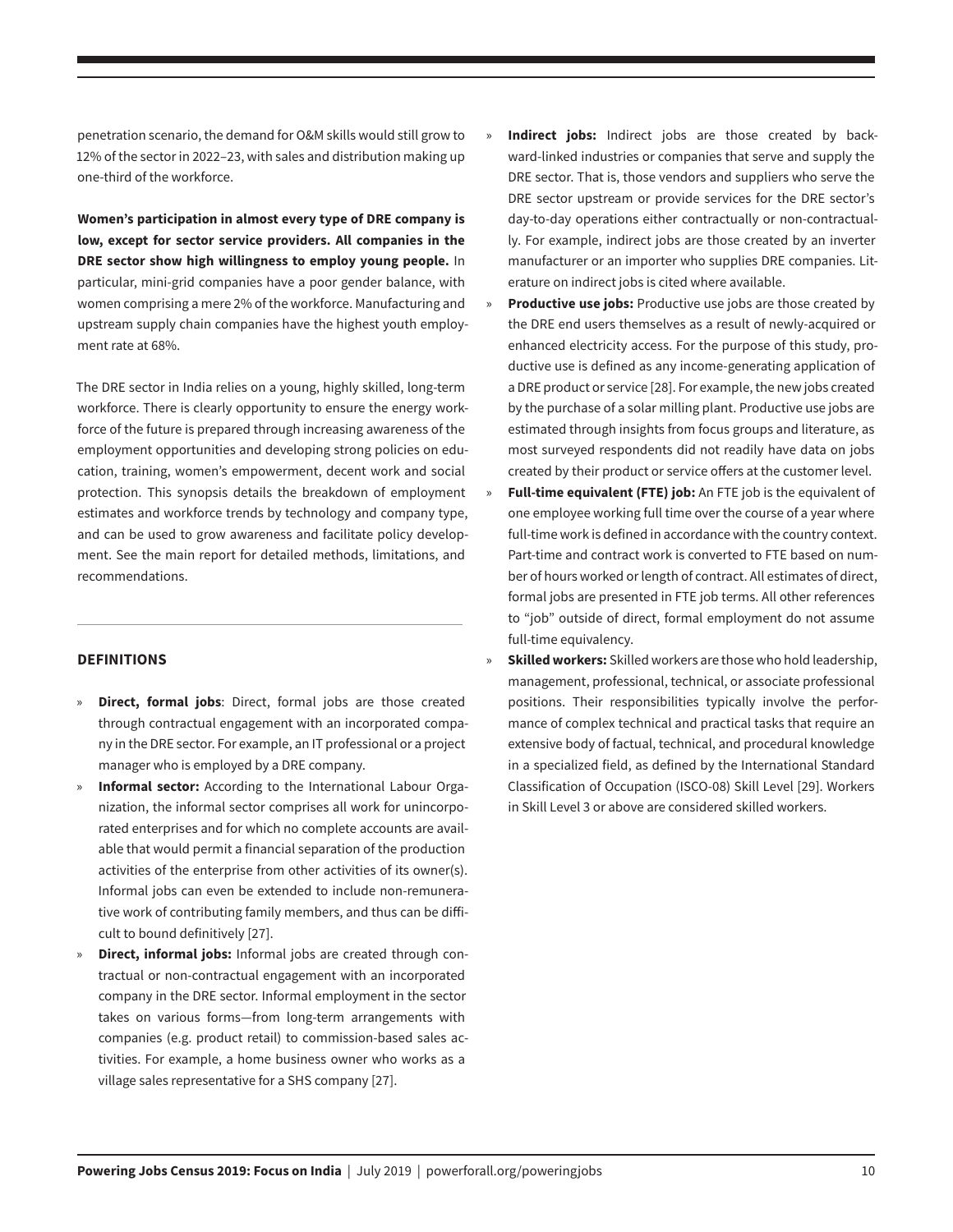penetration scenario, the demand for O&M skills would still grow to 12% of the sector in 2022–23, with sales and distribution making up one-third of the workforce.

**Women's participation in almost every type of DRE company is low, except for sector service providers. All companies in the DRE sector show high willingness to employ young people.** In particular, mini-grid companies have a poor gender balance, with women comprising a mere 2% of the workforce. Manufacturing and upstream supply chain companies have the highest youth employment rate at 68%.

The DRE sector in India relies on a young, highly skilled, long-term workforce. There is clearly opportunity to ensure the energy workforce of the future is prepared through increasing awareness of the employment opportunities and developing strong policies on education, training, women's empowerment, decent work and social protection. This synopsis details the breakdown of employment estimates and workforce trends by technology and company type, and can be used to grow awareness and facilitate policy development. See the main report for detailed methods, limitations, and recommendations.

## DEFINITIONS

- **Direct, formal jobs**: Direct, formal jobs are those created through contractual engagement with an incorporated company in the DRE sector. For example, an IT professional or a project manager who is employed by a DRE company.
- **Informal sector:** According to the International Labour Organization, the informal sector comprises all work for unincorporated enterprises and for which no complete accounts are available that would permit a financial separation of the production activities of the enterprise from other activities of its owner(s). Informal jobs can even be extended to include non-remunerative work of contributing family members, and thus can be difficult to bound definitively [27].
- **Direct, informal jobs:** Informal jobs are created through contractual or non-contractual engagement with an incorporated company in the DRE sector. Informal employment in the sector takes on various forms—from long-term arrangements with companies (e.g. product retail) to commission-based sales activities. For example, a home business owner who works as a village sales representative for a SHS company [27].
- **Indirect jobs:** Indirect jobs are those created by backward-linked industries or companies that serve and supply the DRE sector. That is, those vendors and suppliers who serve the DRE sector upstream or provide services for the DRE sector's day-to-day operations either contractually or non-contractually. For example, indirect jobs are those created by an inverter manufacturer or an importer who supplies DRE companies. Literature on indirect jobs is cited where available.
- **Productive use jobs:** Productive use jobs are those created by the DRE end users themselves as a result of newly-acquired or enhanced electricity access. For the purpose of this study, productive use is defined as any income-generating application of a DRE product or service [28]. For example, the new jobs created by the purchase of a solar milling plant. Productive use jobs are estimated through insights from focus groups and literature, as most surveyed respondents did not readily have data on jobs created by their product or service offers at the customer level.
- **Full-time equivalent (FTE) job:** An FTE job is the equivalent of one employee working full time over the course of a year where full-time work is defined in accordance with the country context. Part-time and contract work is converted to FTE based on number of hours worked or length of contract. All estimates of direct, formal jobs are presented in FTE job terms. All other references to "job" outside of direct, formal employment do not assume full-time equivalency.
- **Skilled workers:** Skilled workers are those who hold leadership, management, professional, technical, or associate professional positions. Their responsibilities typically involve the performance of complex technical and practical tasks that require an extensive body of factual, technical, and procedural knowledge in a specialized field, as defined by the International Standard Classification of Occupation (ISCO-08) Skill Level [29]. Workers in Skill Level 3 or above are considered skilled workers.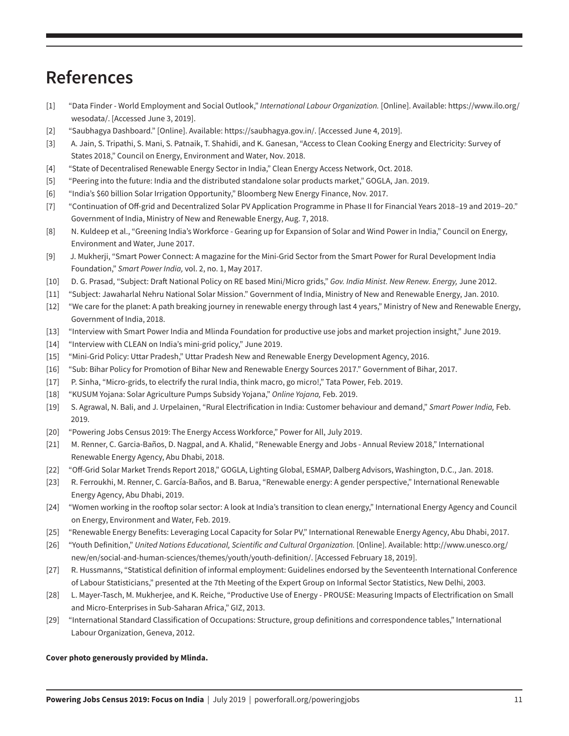# References

[1] "Data Finder - World Employment and Social Outlook," *International Labour Organization.* [Online]. Available: https://www.ilo.org/wesodata/. [Accessed June 3, 2019].

[2] "Saubhagya Dashboard." [Online]. Available: https://saubhagya.gov.in/. [Accessed June 4, 2019].

[3] A. Jain, S. Tripathi, S. Mani, S. Patnaik, T. Shahidi, and K. Ganesan, "Access to Clean Cooking Energy and Electricity: Survey of States 2018," Council on Energy, Environment and Water, Nov. 2018.

[4] "State of Decentralised Renewable Energy Sector in India," Clean Energy Access Network, Oct. 2018.

[5] "Peering into the future: India and the distributed standalone solar products market," GOGLA, Jan. 2019.

[6] "India's $60 billion Solar Irrigation Opportunity," Bloomberg New Energy Finance, Nov. 2017.

[7] "Continuation of Off-grid and Decentralized Solar PV Application Programme in Phase II for Financial Years 2018–19 and 2019–20." Government of India, Ministry of New and Renewable Energy, Aug. 7, 2018.

[8] N. Kuldeep et al., "Greening India's Workforce - Gearing up for Expansion of Solar and Wind Power in India," Council on Energy, Environment and Water, June 2017.

[9] J. Mukherji, "Smart Power Connect: A magazine for the Mini-Grid Sector from the Smart Power for Rural Development India Foundation," *Smart Power India,* vol. 2, no. 1, May 2017.

[10] D. G. Prasad, "Subject: Draft National Policy on RE based Mini/Micro grids," *Gov. India Minist. New Renew. Energy,* June 2012.

[11] "Subject: Jawaharlal Nehru National Solar Mission." Government of India, Ministry of New and Renewable Energy, Jan. 2010.

[12] "We care for the planet: A path breaking journey in renewable energy through last 4 years," Ministry of New and Renewable Energy, Government of India, 2018.

[13] "Interview with Smart Power India and Mlinda Foundation for productive use jobs and market projection insight," June 2019.

[14] "Interview with CLEAN on India's mini-grid policy," June 2019.

[15] "Mini-Grid Policy: Uttar Pradesh," Uttar Pradesh New and Renewable Energy Development Agency, 2016.

[16] "Sub: Bihar Policy for Promotion of Bihar New and Renewable Energy Sources 2017." Government of Bihar, 2017.

[17] P. Sinha, "Micro-grids, to electrify the rural India, think macro, go micro!," Tata Power, Feb. 2019.

[18] "KUSUM Yojana: Solar Agriculture Pumps Subsidy Yojana," *Online Yojana,* Feb. 2019.

[19] S. Agrawal, N. Bali, and J. Urpelainen, "Rural Electrification in India: Customer behaviour and demand," *Smart Power India,* Feb. 2019.

[20] "Powering Jobs Census 2019: The Energy Access Workforce," Power for All, July 2019.

[21] M. Renner, C. Garcia-Baños, D. Nagpal, and A. Khalid, "Renewable Energy and Jobs - Annual Review 2018," International Renewable Energy Agency, Abu Dhabi, 2018.

[22] "Off-Grid Solar Market Trends Report 2018," GOGLA, Lighting Global, ESMAP, Dalberg Advisors, Washington, D.C., Jan. 2018.

[23] R. Ferroukhi, M. Renner, C. García-Baños, and B. Barua, "Renewable energy: A gender perspective," International Renewable Energy Agency, Abu Dhabi, 2019.

[24] "Women working in the rooftop solar sector: A look at India's transition to clean energy," International Energy Agency and Council on Energy, Environment and Water, Feb. 2019.

[25] "Renewable Energy Benefits: Leveraging Local Capacity for Solar PV," International Renewable Energy Agency, Abu Dhabi, 2017.

[26] "Youth Definition," *United Nations Educational, Scientific and Cultural Organization.* [Online]. Available: http://www.unesco.org/new/en/social-and-human-sciences/themes/youth/youth-definition/. [Accessed February 18, 2019].

[27] R. Hussmanns, "Statistical definition of informal employment: Guidelines endorsed by the Seventeenth International Conference of Labour Statisticians," presented at the 7th Meeting of the Expert Group on Informal Sector Statistics, New Delhi, 2003.

[28] L. Mayer-Tasch, M. Mukherjee, and K. Reiche, "Productive Use of Energy - PROUSE: Measuring Impacts of Electrification on Small and Micro-Enterprises in Sub-Saharan Africa," GIZ, 2013.

[29] "International Standard Classification of Occupations: Structure, group definitions and correspondence tables," International Labour Organization, Geneva, 2012.

**Cover photo generously provided by Mlinda.**